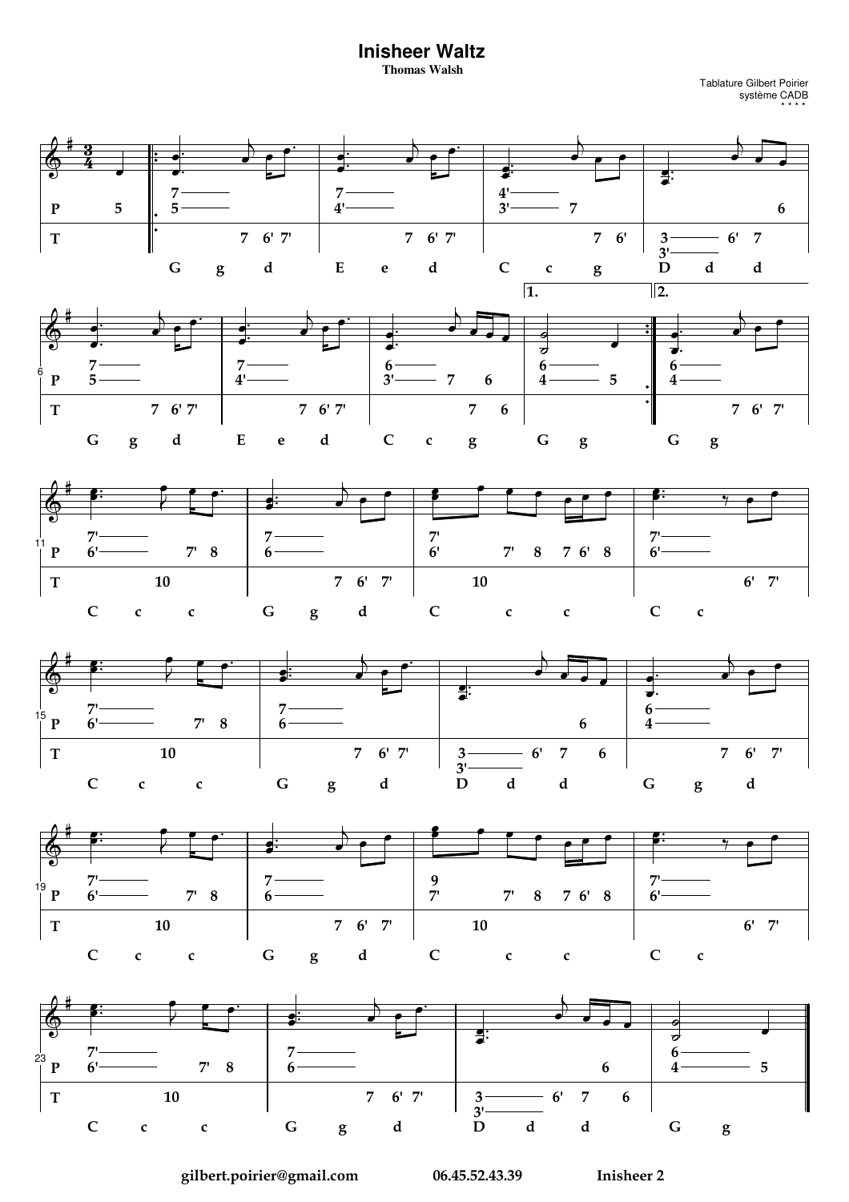# Inisheer Waltz

**Thomas Walsh**

Tablature Gilbert Poirier
système CADB

gilbert.poirier@gmail.com 06.45.52.43.39 Inisheer 2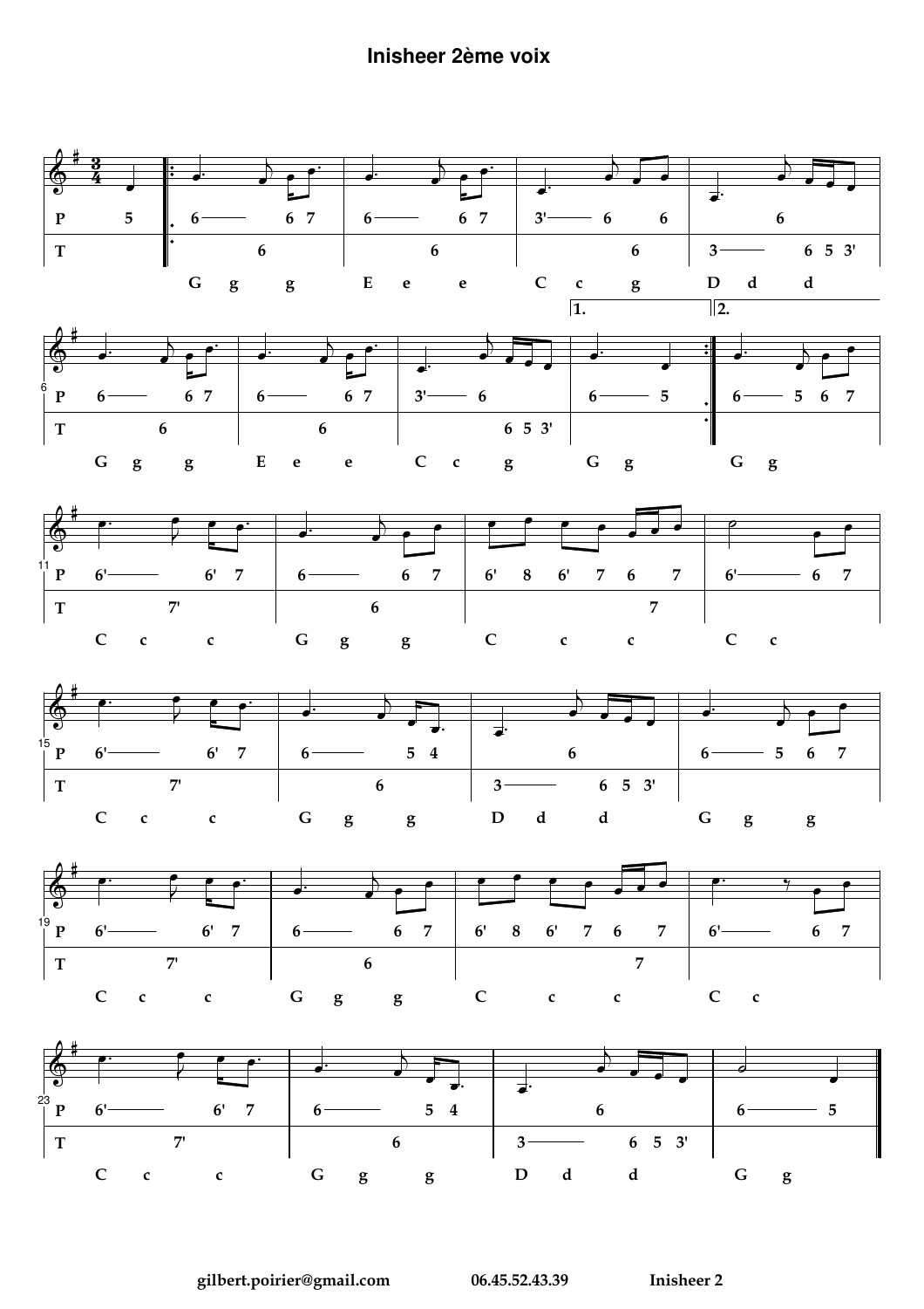# Inisheer 2ème voix